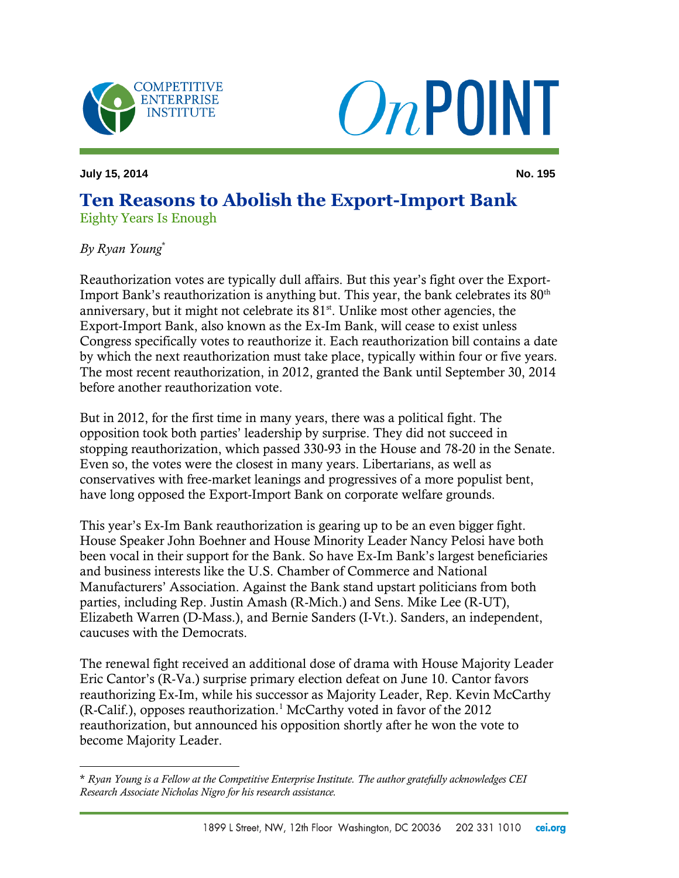July 15, 2014 No. 195

# Ten Reasons to Abolish the Export-Import Bank

Eighty Years Is Enough

*By Ryan Young**

Reauthorization votes are typically dull affairs. But this year's fight over the Export-Import Bank's reauthorization is anything but. This year, the bank celebrates its 80th anniversary, but it might not celebrate its 81st. Unlike most other agencies, the Export-Import Bank, also known as the Ex-Im Bank, will cease to exist unless Congress specifically votes to reauthorize it. Each reauthorization bill contains a date by which the next reauthorization must take place, typically within four or five years. The most recent reauthorization, in 2012, granted the Bank until September 30, 2014 before another reauthorization vote.

But in 2012, for the first time in many years, there was a political fight. The opposition took both parties' leadership by surprise. They did not succeed in stopping reauthorization, which passed 330-93 in the House and 78-20 in the Senate. Even so, the votes were the closest in many years. Libertarians, as well as conservatives with free-market leanings and progressives of a more populist bent, have long opposed the Export-Import Bank on corporate welfare grounds.

This year's Ex-Im Bank reauthorization is gearing up to be an even bigger fight. House Speaker John Boehner and House Minority Leader Nancy Pelosi have both been vocal in their support for the Bank. So have Ex-Im Bank's largest beneficiaries and business interests like the U.S. Chamber of Commerce and National Manufacturers' Association. Against the Bank stand upstart politicians from both parties, including Rep. Justin Amash (R-Mich.) and Sens. Mike Lee (R-UT), Elizabeth Warren (D-Mass.), and Bernie Sanders (I-Vt.). Sanders, an independent, caucuses with the Democrats.

The renewal fight received an additional dose of drama with House Majority Leader Eric Cantor's (R-Va.) surprise primary election defeat on June 10. Cantor favors reauthorizing Ex-Im, while his successor as Majority Leader, Rep. Kevin McCarthy (R-Calif.), opposes reauthorization.[1] McCarthy voted in favor of the 2012 reauthorization, but announced his opposition shortly after he won the vote to become Majority Leader.

---

\* *Ryan Young is a Fellow at the Competitive Enterprise Institute. The author gratefully acknowledges CEI Research Associate Nicholas Nigro for his research assistance.*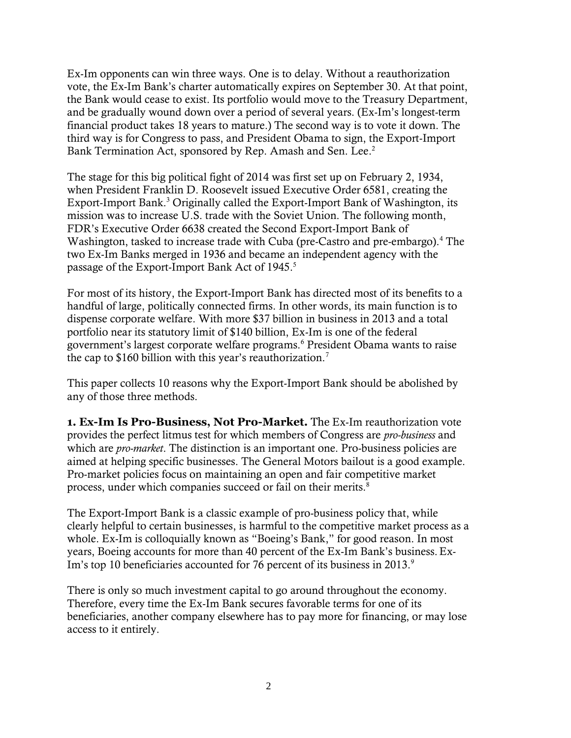Ex-Im opponents can win three ways. One is to delay. Without a reauthorization vote, the Ex-Im Bank's charter automatically expires on September 30. At that point, the Bank would cease to exist. Its portfolio would move to the Treasury Department, and be gradually wound down over a period of several years. (Ex-Im's longest-term financial product takes 18 years to mature.) The second way is to vote it down. The third way is for Congress to pass, and President Obama to sign, the Export-Import Bank Termination Act, sponsored by Rep. Amash and Sen. Lee.[2]

The stage for this big political fight of 2014 was first set up on February 2, 1934, when President Franklin D. Roosevelt issued Executive Order 6581, creating the Export-Import Bank.[3] Originally called the Export-Import Bank of Washington, its mission was to increase U.S. trade with the Soviet Union. The following month, FDR's Executive Order 6638 created the Second Export-Import Bank of Washington, tasked to increase trade with Cuba (pre-Castro and pre-embargo).[4] The two Ex-Im Banks merged in 1936 and became an independent agency with the passage of the Export-Import Bank Act of 1945.[5]

For most of its history, the Export-Import Bank has directed most of its benefits to a handful of large, politically connected firms. In other words, its main function is to dispense corporate welfare. With more $37 billion in business in 2013 and a total portfolio near its statutory limit of $140 billion, Ex-Im is one of the federal government's largest corporate welfare programs.[6] President Obama wants to raise the cap to $160 billion with this year's reauthorization.[7]

This paper collects 10 reasons why the Export-Import Bank should be abolished by any of those three methods.

**1. Ex-Im Is Pro-Business, Not Pro-Market.** The Ex-Im reauthorization vote provides the perfect litmus test for which members of Congress are *pro-business* and which are *pro-market*. The distinction is an important one. Pro-business policies are aimed at helping specific businesses. The General Motors bailout is a good example. Pro-market policies focus on maintaining an open and fair competitive market process, under which companies succeed or fail on their merits.[8]

The Export-Import Bank is a classic example of pro-business policy that, while clearly helpful to certain businesses, is harmful to the competitive market process as a whole. Ex-Im is colloquially known as "Boeing's Bank," for good reason. In most years, Boeing accounts for more than 40 percent of the Ex-Im Bank's business. Ex-Im's top 10 beneficiaries accounted for 76 percent of its business in 2013.[9]

There is only so much investment capital to go around throughout the economy. Therefore, every time the Ex-Im Bank secures favorable terms for one of its beneficiaries, another company elsewhere has to pay more for financing, or may lose access to it entirely.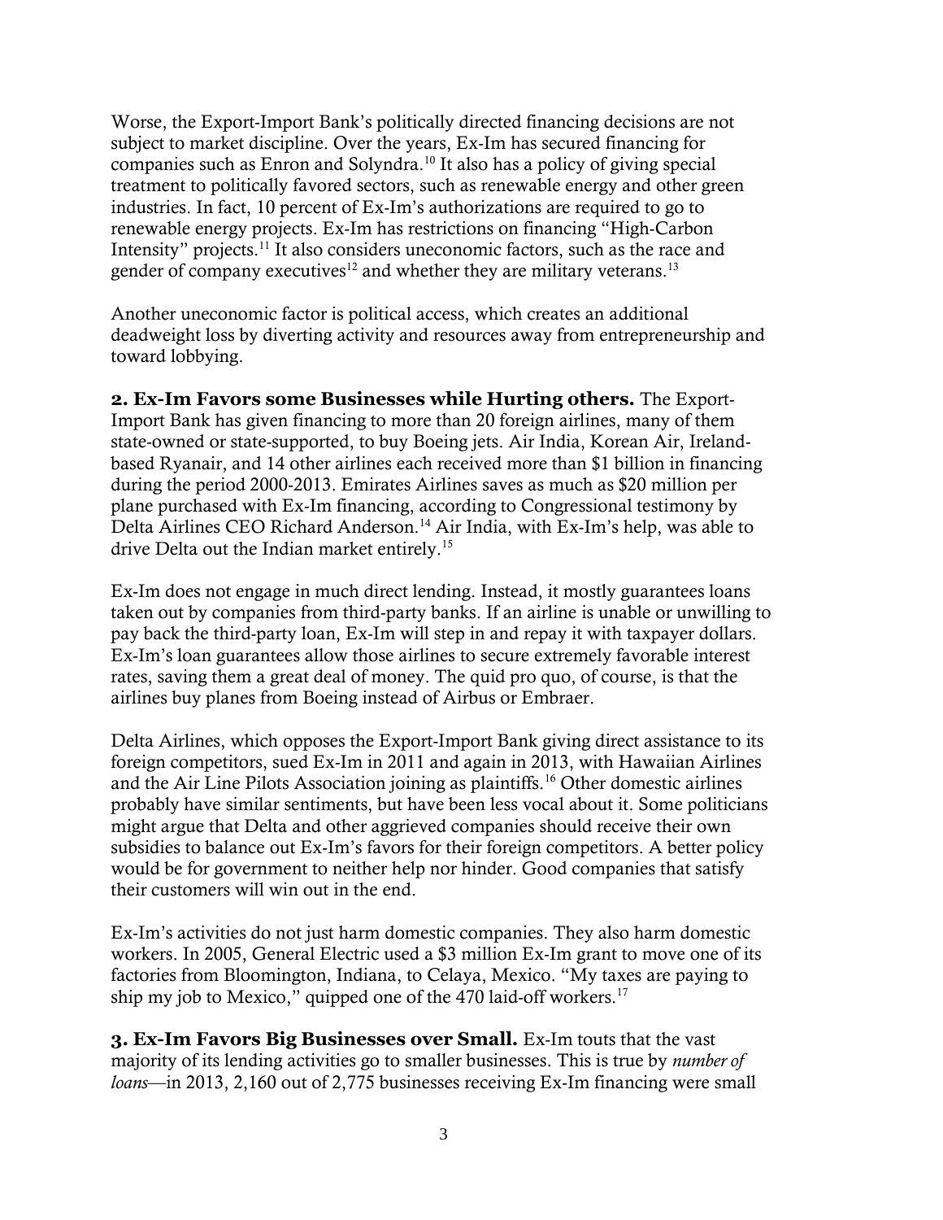Worse, the Export-Import Bank's politically directed financing decisions are not subject to market discipline. Over the years, Ex-Im has secured financing for companies such as Enron and Solyndra.[10] It also has a policy of giving special treatment to politically favored sectors, such as renewable energy and other green industries. In fact, 10 percent of Ex-Im's authorizations are required to go to renewable energy projects. Ex-Im has restrictions on financing "High-Carbon Intensity" projects.[11] It also considers uneconomic factors, such as the race and gender of company executives[12] and whether they are military veterans.[13]

Another uneconomic factor is political access, which creates an additional deadweight loss by diverting activity and resources away from entrepreneurship and toward lobbying.

**2. Ex-Im Favors some Businesses while Hurting others.** The Export-Import Bank has given financing to more than 20 foreign airlines, many of them state-owned or state-supported, to buy Boeing jets. Air India, Korean Air, Ireland-based Ryanair, and 14 other airlines each received more than $1 billion in financing during the period 2000-2013. Emirates Airlines saves as much as $20 million per plane purchased with Ex-Im financing, according to Congressional testimony by Delta Airlines CEO Richard Anderson.[14] Air India, with Ex-Im's help, was able to drive Delta out the Indian market entirely.[15]

Ex-Im does not engage in much direct lending. Instead, it mostly guarantees loans taken out by companies from third-party banks. If an airline is unable or unwilling to pay back the third-party loan, Ex-Im will step in and repay it with taxpayer dollars. Ex-Im's loan guarantees allow those airlines to secure extremely favorable interest rates, saving them a great deal of money. The quid pro quo, of course, is that the airlines buy planes from Boeing instead of Airbus or Embraer.

Delta Airlines, which opposes the Export-Import Bank giving direct assistance to its foreign competitors, sued Ex-Im in 2011 and again in 2013, with Hawaiian Airlines and the Air Line Pilots Association joining as plaintiffs.[16] Other domestic airlines probably have similar sentiments, but have been less vocal about it. Some politicians might argue that Delta and other aggrieved companies should receive their own subsidies to balance out Ex-Im's favors for their foreign competitors. A better policy would be for government to neither help nor hinder. Good companies that satisfy their customers will win out in the end.

Ex-Im's activities do not just harm domestic companies. They also harm domestic workers. In 2005, General Electric used a $3 million Ex-Im grant to move one of its factories from Bloomington, Indiana, to Celaya, Mexico. "My taxes are paying to ship my job to Mexico," quipped one of the 470 laid-off workers.[17]

**3. Ex-Im Favors Big Businesses over Small.** Ex-Im touts that the vast majority of its lending activities go to smaller businesses. This is true by *number of loans*—in 2013, 2,160 out of 2,775 businesses receiving Ex-Im financing were small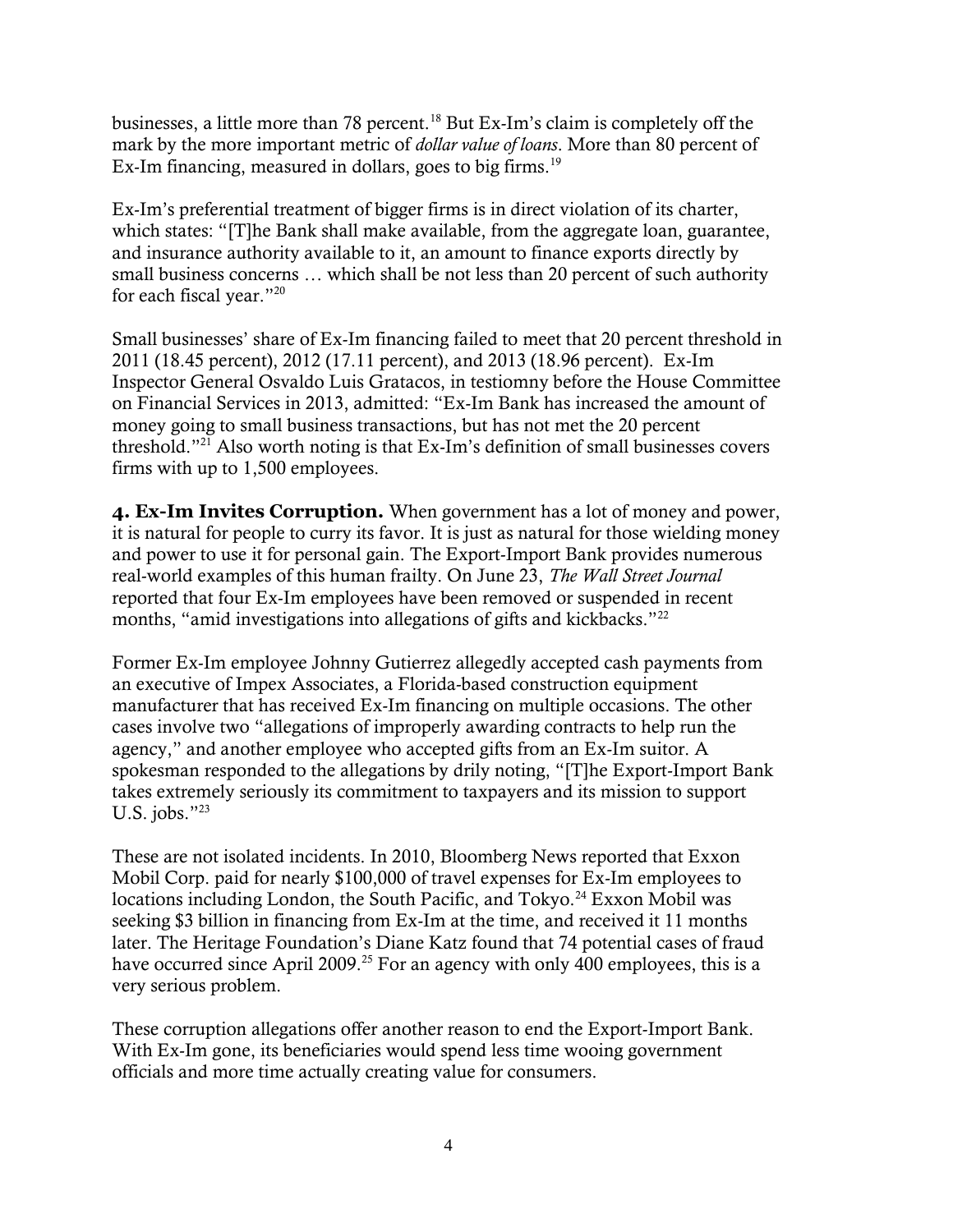businesses, a little more than 78 percent.[18] But Ex-Im's claim is completely off the mark by the more important metric of *dollar value of loans*. More than 80 percent of Ex-Im financing, measured in dollars, goes to big firms.[19]

Ex-Im's preferential treatment of bigger firms is in direct violation of its charter, which states: "[T]he Bank shall make available, from the aggregate loan, guarantee, and insurance authority available to it, an amount to finance exports directly by small business concerns … which shall be not less than 20 percent of such authority for each fiscal year."[20]

Small businesses' share of Ex-Im financing failed to meet that 20 percent threshold in 2011 (18.45 percent), 2012 (17.11 percent), and 2013 (18.96 percent). Ex-Im Inspector General Osvaldo Luis Gratacos, in testiomny before the House Committee on Financial Services in 2013, admitted: "Ex-Im Bank has increased the amount of money going to small business transactions, but has not met the 20 percent threshold."[21] Also worth noting is that Ex-Im's definition of small businesses covers firms with up to 1,500 employees.

**4. Ex-Im Invites Corruption.** When government has a lot of money and power, it is natural for people to curry its favor. It is just as natural for those wielding money and power to use it for personal gain. The Export-Import Bank provides numerous real-world examples of this human frailty. On June 23, *The Wall Street Journal* reported that four Ex-Im employees have been removed or suspended in recent months, "amid investigations into allegations of gifts and kickbacks."[22]

Former Ex-Im employee Johnny Gutierrez allegedly accepted cash payments from an executive of Impex Associates, a Florida-based construction equipment manufacturer that has received Ex-Im financing on multiple occasions. The other cases involve two "allegations of improperly awarding contracts to help run the agency," and another employee who accepted gifts from an Ex-Im suitor. A spokesman responded to the allegations by drily noting, "[T]he Export-Import Bank takes extremely seriously its commitment to taxpayers and its mission to support U.S. jobs."[23]

These are not isolated incidents. In 2010, Bloomberg News reported that Exxon Mobil Corp. paid for nearly $100,000 of travel expenses for Ex-Im employees to locations including London, the South Pacific, and Tokyo.[24] Exxon Mobil was seeking $3 billion in financing from Ex-Im at the time, and received it 11 months later. The Heritage Foundation's Diane Katz found that 74 potential cases of fraud have occurred since April 2009.[25] For an agency with only 400 employees, this is a very serious problem.

These corruption allegations offer another reason to end the Export-Import Bank. With Ex-Im gone, its beneficiaries would spend less time wooing government officials and more time actually creating value for consumers.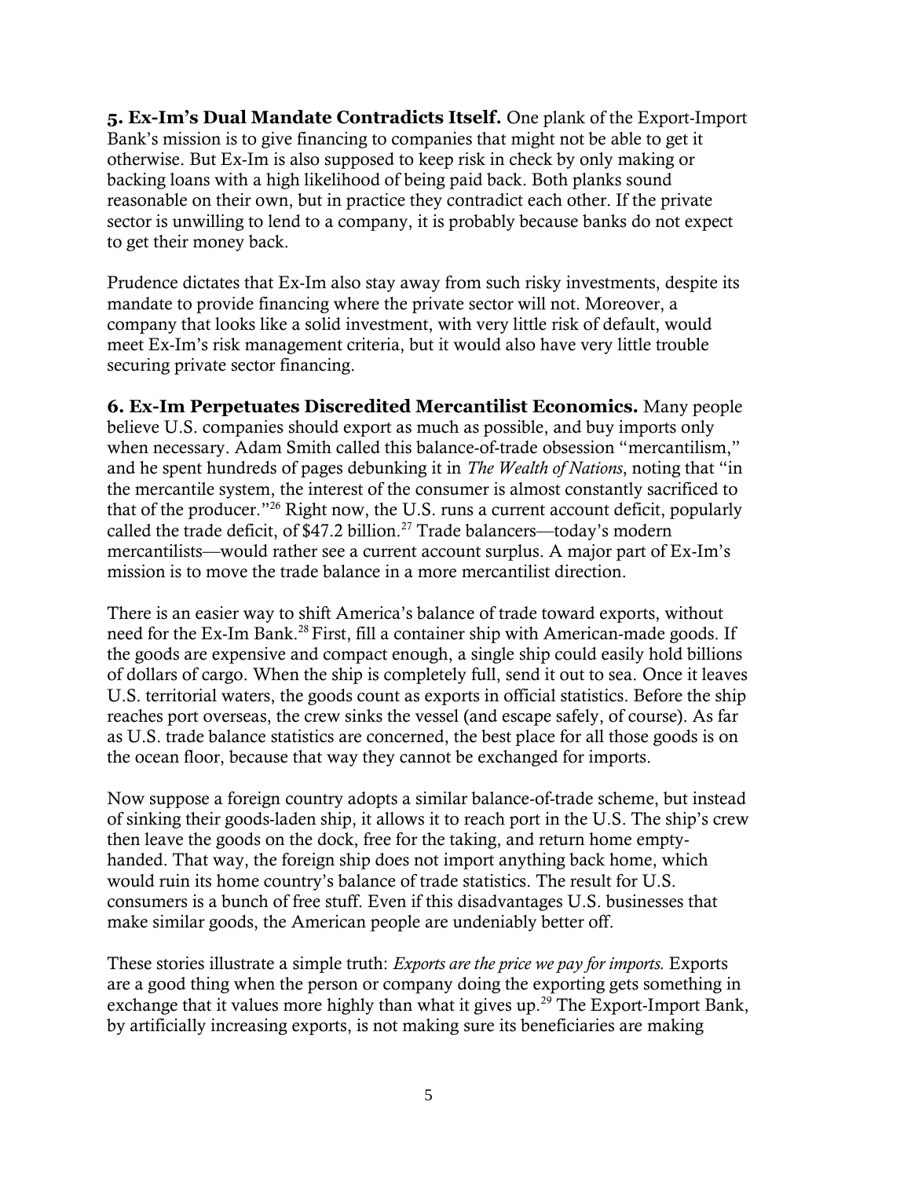**5. Ex-Im's Dual Mandate Contradicts Itself.** One plank of the Export-Import Bank's mission is to give financing to companies that might not be able to get it otherwise. But Ex-Im is also supposed to keep risk in check by only making or backing loans with a high likelihood of being paid back. Both planks sound reasonable on their own, but in practice they contradict each other. If the private sector is unwilling to lend to a company, it is probably because banks do not expect to get their money back.

Prudence dictates that Ex-Im also stay away from such risky investments, despite its mandate to provide financing where the private sector will not. Moreover, a company that looks like a solid investment, with very little risk of default, would meet Ex-Im's risk management criteria, but it would also have very little trouble securing private sector financing.

**6. Ex-Im Perpetuates Discredited Mercantilist Economics.** Many people believe U.S. companies should export as much as possible, and buy imports only when necessary. Adam Smith called this balance-of-trade obsession "mercantilism," and he spent hundreds of pages debunking it in *The Wealth of Nations*, noting that "in the mercantile system, the interest of the consumer is almost constantly sacrificed to that of the producer."[26] Right now, the U.S. runs a current account deficit, popularly called the trade deficit, of $47.2 billion.[27] Trade balancers—today's modern mercantilists—would rather see a current account surplus. A major part of Ex-Im's mission is to move the trade balance in a more mercantilist direction.

There is an easier way to shift America's balance of trade toward exports, without need for the Ex-Im Bank.[28] First, fill a container ship with American-made goods. If the goods are expensive and compact enough, a single ship could easily hold billions of dollars of cargo. When the ship is completely full, send it out to sea. Once it leaves U.S. territorial waters, the goods count as exports in official statistics. Before the ship reaches port overseas, the crew sinks the vessel (and escape safely, of course). As far as U.S. trade balance statistics are concerned, the best place for all those goods is on the ocean floor, because that way they cannot be exchanged for imports.

Now suppose a foreign country adopts a similar balance-of-trade scheme, but instead of sinking their goods-laden ship, it allows it to reach port in the U.S. The ship's crew then leave the goods on the dock, free for the taking, and return home empty-handed. That way, the foreign ship does not import anything back home, which would ruin its home country's balance of trade statistics. The result for U.S. consumers is a bunch of free stuff. Even if this disadvantages U.S. businesses that make similar goods, the American people are undeniably better off.

These stories illustrate a simple truth: *Exports are the price we pay for imports.* Exports are a good thing when the person or company doing the exporting gets something in exchange that it values more highly than what it gives up.[29] The Export-Import Bank, by artificially increasing exports, is not making sure its beneficiaries are making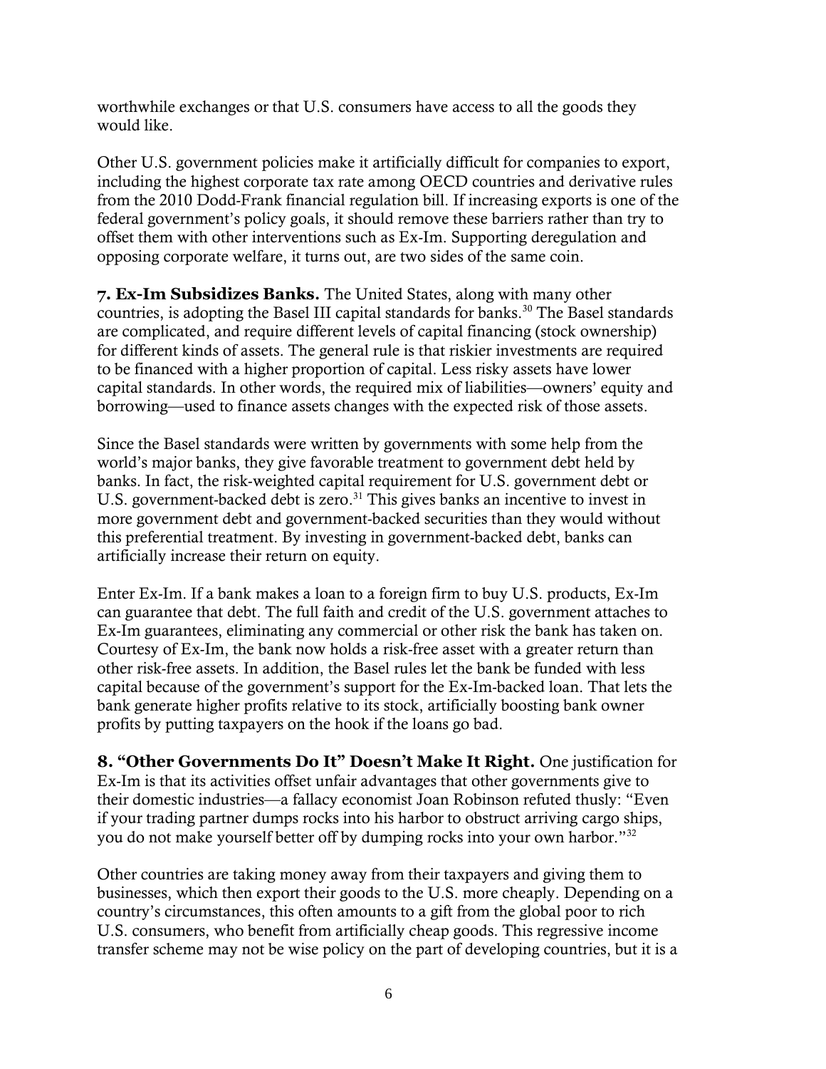worthwhile exchanges or that U.S. consumers have access to all the goods they would like.

Other U.S. government policies make it artificially difficult for companies to export, including the highest corporate tax rate among OECD countries and derivative rules from the 2010 Dodd-Frank financial regulation bill. If increasing exports is one of the federal government's policy goals, it should remove these barriers rather than try to offset them with other interventions such as Ex-Im. Supporting deregulation and opposing corporate welfare, it turns out, are two sides of the same coin.

**7. Ex-Im Subsidizes Banks.** The United States, along with many other countries, is adopting the Basel III capital standards for banks.[30] The Basel standards are complicated, and require different levels of capital financing (stock ownership) for different kinds of assets. The general rule is that riskier investments are required to be financed with a higher proportion of capital. Less risky assets have lower capital standards. In other words, the required mix of liabilities—owners' equity and borrowing—used to finance assets changes with the expected risk of those assets.

Since the Basel standards were written by governments with some help from the world's major banks, they give favorable treatment to government debt held by banks. In fact, the risk-weighted capital requirement for U.S. government debt or U.S. government-backed debt is zero.[31] This gives banks an incentive to invest in more government debt and government-backed securities than they would without this preferential treatment. By investing in government-backed debt, banks can artificially increase their return on equity.

Enter Ex-Im. If a bank makes a loan to a foreign firm to buy U.S. products, Ex-Im can guarantee that debt. The full faith and credit of the U.S. government attaches to Ex-Im guarantees, eliminating any commercial or other risk the bank has taken on. Courtesy of Ex-Im, the bank now holds a risk-free asset with a greater return than other risk-free assets. In addition, the Basel rules let the bank be funded with less capital because of the government's support for the Ex-Im-backed loan. That lets the bank generate higher profits relative to its stock, artificially boosting bank owner profits by putting taxpayers on the hook if the loans go bad.

**8. "Other Governments Do It" Doesn't Make It Right.** One justification for Ex-Im is that its activities offset unfair advantages that other governments give to their domestic industries—a fallacy economist Joan Robinson refuted thusly: "Even if your trading partner dumps rocks into his harbor to obstruct arriving cargo ships, you do not make yourself better off by dumping rocks into your own harbor."[32]

Other countries are taking money away from their taxpayers and giving them to businesses, which then export their goods to the U.S. more cheaply. Depending on a country's circumstances, this often amounts to a gift from the global poor to rich U.S. consumers, who benefit from artificially cheap goods. This regressive income transfer scheme may not be wise policy on the part of developing countries, but it is a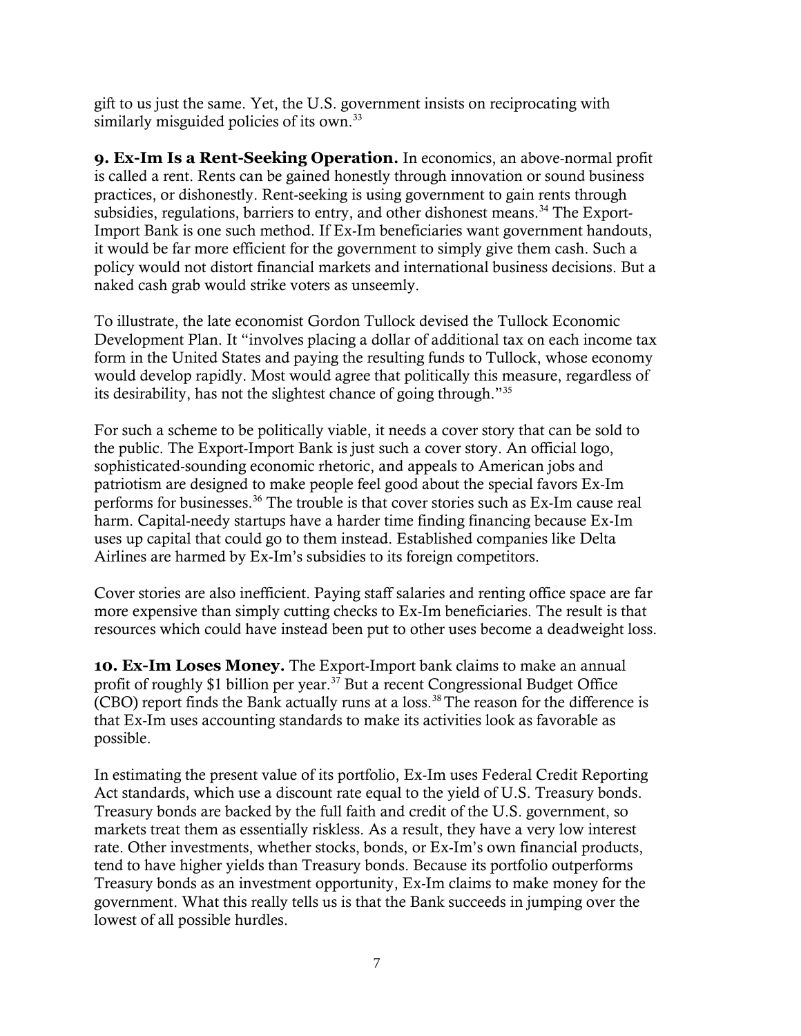gift to us just the same. Yet, the U.S. government insists on reciprocating with similarly misguided policies of its own.[33]

**9. Ex-Im Is a Rent-Seeking Operation.** In economics, an above-normal profit is called a rent. Rents can be gained honestly through innovation or sound business practices, or dishonestly. Rent-seeking is using government to gain rents through subsidies, regulations, barriers to entry, and other dishonest means.[34] The Export-Import Bank is one such method. If Ex-Im beneficiaries want government handouts, it would be far more efficient for the government to simply give them cash. Such a policy would not distort financial markets and international business decisions. But a naked cash grab would strike voters as unseemly.

To illustrate, the late economist Gordon Tullock devised the Tullock Economic Development Plan. It "involves placing a dollar of additional tax on each income tax form in the United States and paying the resulting funds to Tullock, whose economy would develop rapidly. Most would agree that politically this measure, regardless of its desirability, has not the slightest chance of going through."[35]

For such a scheme to be politically viable, it needs a cover story that can be sold to the public. The Export-Import Bank is just such a cover story. An official logo, sophisticated-sounding economic rhetoric, and appeals to American jobs and patriotism are designed to make people feel good about the special favors Ex-Im performs for businesses.[36] The trouble is that cover stories such as Ex-Im cause real harm. Capital-needy startups have a harder time finding financing because Ex-Im uses up capital that could go to them instead. Established companies like Delta Airlines are harmed by Ex-Im's subsidies to its foreign competitors.

Cover stories are also inefficient. Paying staff salaries and renting office space are far more expensive than simply cutting checks to Ex-Im beneficiaries. The result is that resources which could have instead been put to other uses become a deadweight loss.

**10. Ex-Im Loses Money.** The Export-Import bank claims to make an annual profit of roughly $1 billion per year.[37] But a recent Congressional Budget Office (CBO) report finds the Bank actually runs at a loss.[38] The reason for the difference is that Ex-Im uses accounting standards to make its activities look as favorable as possible.

In estimating the present value of its portfolio, Ex-Im uses Federal Credit Reporting Act standards, which use a discount rate equal to the yield of U.S. Treasury bonds. Treasury bonds are backed by the full faith and credit of the U.S. government, so markets treat them as essentially riskless. As a result, they have a very low interest rate. Other investments, whether stocks, bonds, or Ex-Im's own financial products, tend to have higher yields than Treasury bonds. Because its portfolio outperforms Treasury bonds as an investment opportunity, Ex-Im claims to make money for the government. What this really tells us is that the Bank succeeds in jumping over the lowest of all possible hurdles.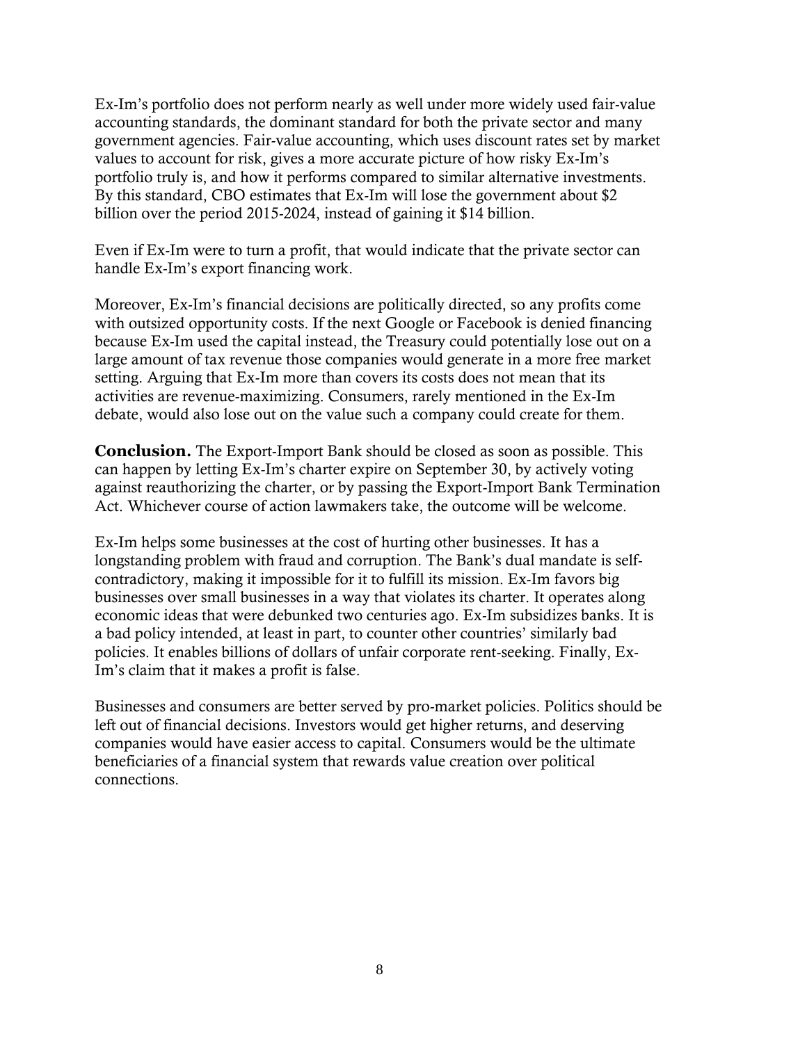Ex-Im's portfolio does not perform nearly as well under more widely used fair-value accounting standards, the dominant standard for both the private sector and many government agencies. Fair-value accounting, which uses discount rates set by market values to account for risk, gives a more accurate picture of how risky Ex-Im's portfolio truly is, and how it performs compared to similar alternative investments. By this standard, CBO estimates that Ex-Im will lose the government about $2 billion over the period 2015-2024, instead of gaining it $14 billion.

Even if Ex-Im were to turn a profit, that would indicate that the private sector can handle Ex-Im's export financing work.

Moreover, Ex-Im's financial decisions are politically directed, so any profits come with outsized opportunity costs. If the next Google or Facebook is denied financing because Ex-Im used the capital instead, the Treasury could potentially lose out on a large amount of tax revenue those companies would generate in a more free market setting. Arguing that Ex-Im more than covers its costs does not mean that its activities are revenue-maximizing. Consumers, rarely mentioned in the Ex-Im debate, would also lose out on the value such a company could create for them.

**Conclusion.** The Export-Import Bank should be closed as soon as possible. This can happen by letting Ex-Im's charter expire on September 30, by actively voting against reauthorizing the charter, or by passing the Export-Import Bank Termination Act. Whichever course of action lawmakers take, the outcome will be welcome.

Ex-Im helps some businesses at the cost of hurting other businesses. It has a longstanding problem with fraud and corruption. The Bank's dual mandate is self-contradictory, making it impossible for it to fulfill its mission. Ex-Im favors big businesses over small businesses in a way that violates its charter. It operates along economic ideas that were debunked two centuries ago. Ex-Im subsidizes banks. It is a bad policy intended, at least in part, to counter other countries' similarly bad policies. It enables billions of dollars of unfair corporate rent-seeking. Finally, Ex-Im's claim that it makes a profit is false.

Businesses and consumers are better served by pro-market policies. Politics should be left out of financial decisions. Investors would get higher returns, and deserving companies would have easier access to capital. Consumers would be the ultimate beneficiaries of a financial system that rewards value creation over political connections.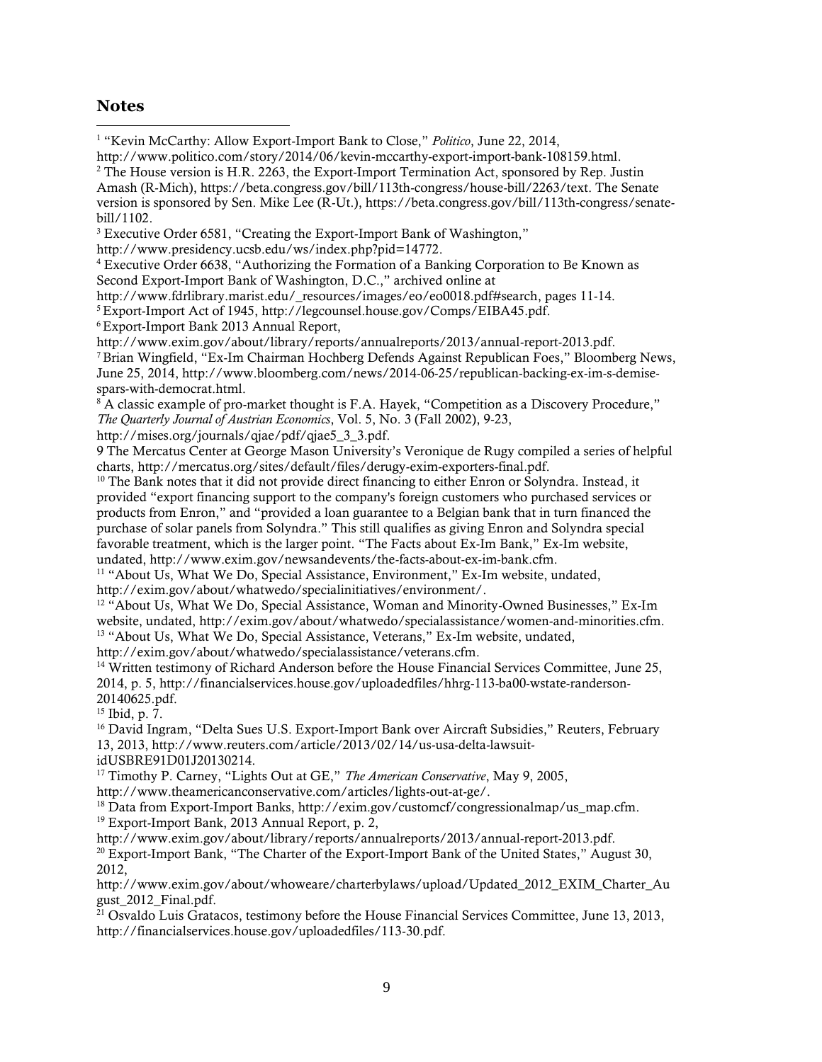## Notes

[1] "Kevin McCarthy: Allow Export-Import Bank to Close," *Politico*, June 22, 2014, http://www.politico.com/story/2014/06/kevin-mccarthy-export-import-bank-108159.html.

[2] The House version is H.R. 2263, the Export-Import Termination Act, sponsored by Rep. Justin Amash (R-Mich), https://beta.congress.gov/bill/113th-congress/house-bill/2263/text. The Senate version is sponsored by Sen. Mike Lee (R-Ut.), https://beta.congress.gov/bill/113th-congress/senate-bill/1102.

[3] Executive Order 6581, "Creating the Export-Import Bank of Washington," http://www.presidency.ucsb.edu/ws/index.php?pid=14772.

[4] Executive Order 6638, "Authorizing the Formation of a Banking Corporation to Be Known as Second Export-Import Bank of Washington, D.C.," archived online at http://www.fdrlibrary.marist.edu/_resources/images/eo/eo0018.pdf#search, pages 11-14.

[5] Export-Import Act of 1945, http://legcounsel.house.gov/Comps/EIBA45.pdf.

[6] Export-Import Bank 2013 Annual Report, http://www.exim.gov/about/library/reports/annualreports/2013/annual-report-2013.pdf.

[7] Brian Wingfield, "Ex-Im Chairman Hochberg Defends Against Republican Foes," Bloomberg News, June 25, 2014, http://www.bloomberg.com/news/2014-06-25/republican-backing-ex-im-s-demise-spars-with-democrat.html.

[8] A classic example of pro-market thought is F.A. Hayek, "Competition as a Discovery Procedure," *The Quarterly Journal of Austrian Economics*, Vol. 5, No. 3 (Fall 2002), 9-23, http://mises.org/journals/qjae/pdf/qjae5_3_3.pdf.

9 The Mercatus Center at George Mason University's Veronique de Rugy compiled a series of helpful charts, http://mercatus.org/sites/default/files/derugy-exim-exporters-final.pdf.

[10] The Bank notes that it did not provide direct financing to either Enron or Solyndra. Instead, it provided "export financing support to the company's foreign customers who purchased services or products from Enron," and "provided a loan guarantee to a Belgian bank that in turn financed the purchase of solar panels from Solyndra." This still qualifies as giving Enron and Solyndra special favorable treatment, which is the larger point. "The Facts about Ex-Im Bank," Ex-Im website, undated, http://www.exim.gov/newsandevents/the-facts-about-ex-im-bank.cfm.

[11] "About Us, What We Do, Special Assistance, Environment," Ex-Im website, undated, http://exim.gov/about/whatwedo/specialinitiatives/environment/.

[12] "About Us, What We Do, Special Assistance, Woman and Minority-Owned Businesses," Ex-Im website, undated, http://exim.gov/about/whatwedo/specialassistance/women-and-minorities.cfm.

[13] "About Us, What We Do, Special Assistance, Veterans," Ex-Im website, undated, http://exim.gov/about/whatwedo/specialassistance/veterans.cfm.

[14] Written testimony of Richard Anderson before the House Financial Services Committee, June 25, 2014, p. 5, http://financialservices.house.gov/uploadedfiles/hhrg-113-ba00-wstate-randerson-20140625.pdf.

[15] Ibid, p. 7.

[16] David Ingram, "Delta Sues U.S. Export-Import Bank over Aircraft Subsidies," Reuters, February 13, 2013, http://www.reuters.com/article/2013/02/14/us-usa-delta-lawsuit-idUSBRE91D01J20130214.

[17] Timothy P. Carney, "Lights Out at GE," *The American Conservative*, May 9, 2005, http://www.theamericanconservative.com/articles/lights-out-at-ge/.

[18] Data from Export-Import Banks, http://exim.gov/customcf/congressionalmap/us_map.cfm.

[19] Export-Import Bank, 2013 Annual Report, p. 2, http://www.exim.gov/about/library/reports/annualreports/2013/annual-report-2013.pdf.

[20] Export-Import Bank, "The Charter of the Export-Import Bank of the United States," August 30, 2012, http://www.exim.gov/about/whoweare/charterbylaws/upload/Updated_2012_EXIM_Charter_August_2012_Final.pdf.

[21] Osvaldo Luis Gratacos, testimony before the House Financial Services Committee, June 13, 2013, http://financialservices.house.gov/uploadedfiles/113-30.pdf.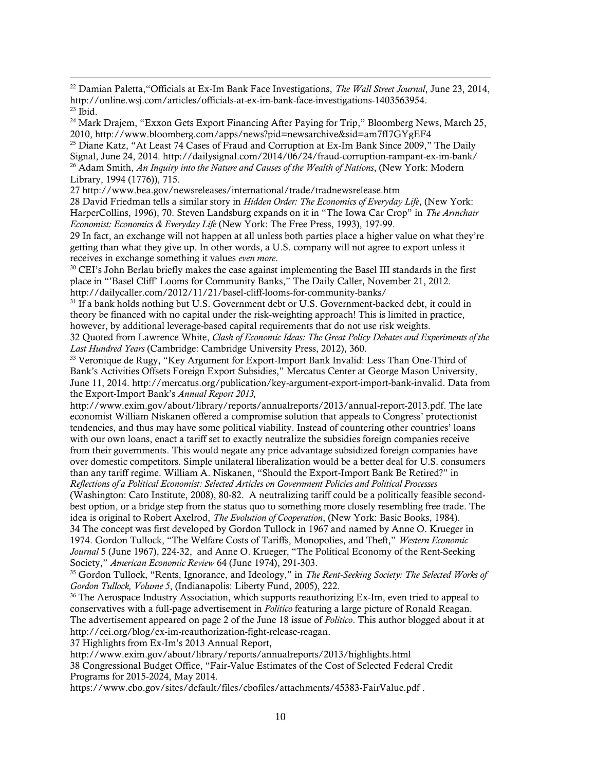[22] Damian Paletta,"Officials at Ex-Im Bank Face Investigations, *The Wall Street Journal*, June 23, 2014, http://online.wsj.com/articles/officials-at-ex-im-bank-face-investigations-1403563954.

[23] Ibid.

[24] Mark Drajem, "Exxon Gets Export Financing After Paying for Trip," Bloomberg News, March 25, 2010, http://www.bloomberg.com/apps/news?pid=newsarchive&sid=am7fI7GYgEF4

[25] Diane Katz, "At Least 74 Cases of Fraud and Corruption at Ex-Im Bank Since 2009," The Daily Signal, June 24, 2014. http://dailysignal.com/2014/06/24/fraud-corruption-rampant-ex-im-bank/

[26] Adam Smith, *An Inquiry into the Nature and Causes of the Wealth of Nations*, (New York: Modern Library, 1994 (1776)), 715.

27 http://www.bea.gov/newsreleases/international/trade/tradnewsrelease.htm

28 David Friedman tells a similar story in *Hidden Order: The Economics of Everyday Life*, (New York: HarperCollins, 1996), 70. Steven Landsburg expands on it in "The Iowa Car Crop" in *The Armchair Economist: Economics & Everyday Life* (New York: The Free Press, 1993), 197-99.

29 In fact, an exchange will not happen at all unless both parties place a higher value on what they're getting than what they give up. In other words, a U.S. company will not agree to export unless it receives in exchange something it values *even more*.

[30] CEI's John Berlau briefly makes the case against implementing the Basel III standards in the first place in "'Basel Cliff' Looms for Community Banks," The Daily Caller, November 21, 2012. http://dailycaller.com/2012/11/21/basel-cliff-looms-for-community-banks/

[31] If a bank holds nothing but U.S. Government debt or U.S. Government-backed debt, it could in theory be financed with no capital under the risk-weighting approach! This is limited in practice, however, by additional leverage-based capital requirements that do not use risk weights.

32 Quoted from Lawrence White, *Clash of Economic Ideas: The Great Policy Debates and Experiments of the Last Hundred Years* (Cambridge: Cambridge University Press, 2012), 360.

[33] Veronique de Rugy, "Key Argument for Export-Import Bank Invalid: Less Than One-Third of Bank's Activities Offsets Foreign Export Subsidies," Mercatus Center at George Mason University, June 11, 2014. http://mercatus.org/publication/key-argument-export-import-bank-invalid. Data from the Export-Import Bank's *Annual Report 2013,* http://www.exim.gov/about/library/reports/annualreports/2013/annual-report-2013.pdf. The late economist William Niskanen offered a compromise solution that appeals to Congress' protectionist tendencies, and thus may have some political viability. Instead of countering other countries' loans with our own loans, enact a tariff set to exactly neutralize the subsidies foreign companies receive from their governments. This would negate any price advantage subsidized foreign companies have over domestic competitors. Simple unilateral liberalization would be a better deal for U.S. consumers than any tariff regime. William A. Niskanen, "Should the Export-Import Bank Be Retired?" in *Reflections of a Political Economist: Selected Articles on Government Policies and Political Processes* (Washington: Cato Institute, 2008), 80-82. A neutralizing tariff could be a politically feasible second-best option, or a bridge step from the status quo to something more closely resembling free trade. The idea is original to Robert Axelrod, *The Evolution of Cooperation*, (New York: Basic Books, 1984).

34 The concept was first developed by Gordon Tullock in 1967 and named by Anne O. Krueger in 1974. Gordon Tullock, "The Welfare Costs of Tariffs, Monopolies, and Theft," *Western Economic Journal* 5 (June 1967), 224-32, and Anne O. Krueger, "The Political Economy of the Rent-Seeking Society," *American Economic Review* 64 (June 1974), 291-303.

[35] Gordon Tullock, "Rents, Ignorance, and Ideology," in *The Rent-Seeking Society: The Selected Works of Gordon Tullock, Volume 5*, (Indianapolis: Liberty Fund, 2005), 222.

[36] The Aerospace Industry Association, which supports reauthorizing Ex-Im, even tried to appeal to conservatives with a full-page advertisement in *Politico* featuring a large picture of Ronald Reagan. The advertisement appeared on page 2 of the June 18 issue of *Politico*. This author blogged about it at http://cei.org/blog/ex-im-reauthorization-fight-release-reagan.

37 Highlights from Ex-Im's 2013 Annual Report, http://www.exim.gov/about/library/reports/annualreports/2013/highlights.html

38 Congressional Budget Office, "Fair-Value Estimates of the Cost of Selected Federal Credit Programs for 2015-2024, May 2014. https://www.cbo.gov/sites/default/files/cbofiles/attachments/45383-FairValue.pdf .